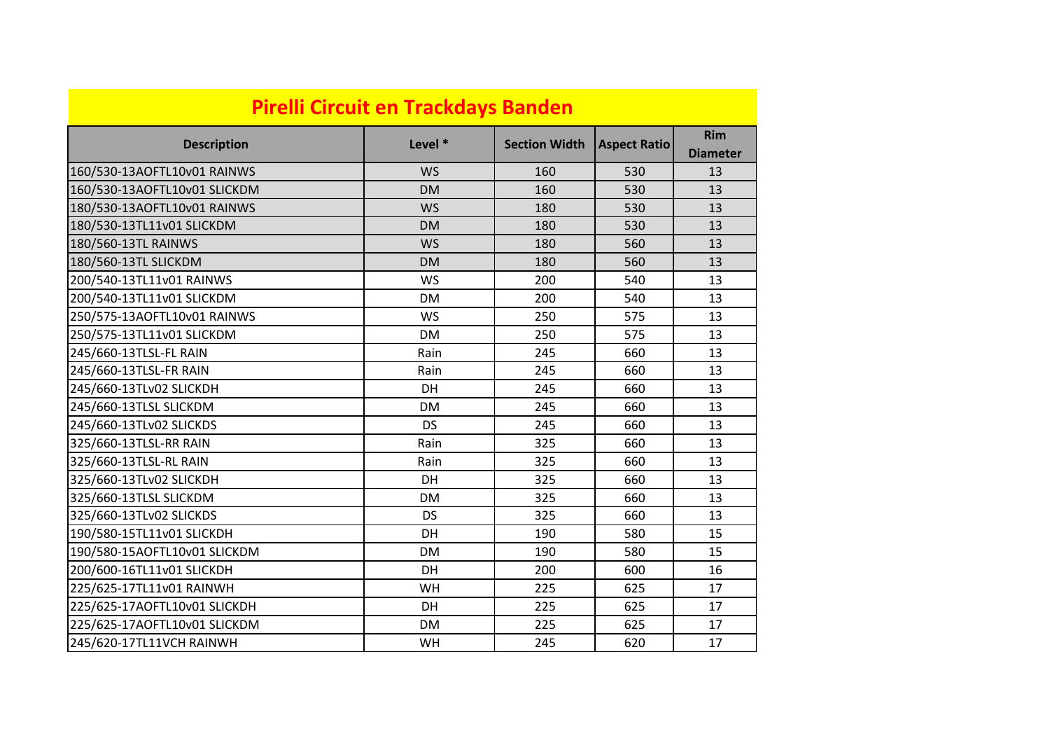# Pirelli Circuit en Trackdays Banden

| Description | Level * | Section Width | Aspect Ratio | Rim Diameter |
|---|---|---|---|---|
| 160/530-13AOFTL10v01 RAINWS | WS | 160 | 530 | 13 |
| 160/530-13AOFTL10v01 SLICKDM | DM | 160 | 530 | 13 |
| 180/530-13AOFTL10v01 RAINWS | WS | 180 | 530 | 13 |
| 180/530-13TL11v01 SLICKDM | DM | 180 | 530 | 13 |
| 180/560-13TL RAINWS | WS | 180 | 560 | 13 |
| 180/560-13TL SLICKDM | DM | 180 | 560 | 13 |
| 200/540-13TL11v01 RAINWS | WS | 200 | 540 | 13 |
| 200/540-13TL11v01 SLICKDM | DM | 200 | 540 | 13 |
| 250/575-13AOFTL10v01 RAINWS | WS | 250 | 575 | 13 |
| 250/575-13TL11v01 SLICKDM | DM | 250 | 575 | 13 |
| 245/660-13TLSL-FL RAIN | Rain | 245 | 660 | 13 |
| 245/660-13TLSL-FR RAIN | Rain | 245 | 660 | 13 |
| 245/660-13TLv02 SLICKDH | DH | 245 | 660 | 13 |
| 245/660-13TLSL SLICKDM | DM | 245 | 660 | 13 |
| 245/660-13TLv02 SLICKDS | DS | 245 | 660 | 13 |
| 325/660-13TLSL-RR RAIN | Rain | 325 | 660 | 13 |
| 325/660-13TLSL-RL RAIN | Rain | 325 | 660 | 13 |
| 325/660-13TLv02 SLICKDH | DH | 325 | 660 | 13 |
| 325/660-13TLSL SLICKDM | DM | 325 | 660 | 13 |
| 325/660-13TLv02 SLICKDS | DS | 325 | 660 | 13 |
| 190/580-15TL11v01 SLICKDH | DH | 190 | 580 | 15 |
| 190/580-15AOFTL10v01 SLICKDM | DM | 190 | 580 | 15 |
| 200/600-16TL11v01 SLICKDH | DH | 200 | 600 | 16 |
| 225/625-17TL11v01 RAINWH | WH | 225 | 625 | 17 |
| 225/625-17AOFTL10v01 SLICKDH | DH | 225 | 625 | 17 |
| 225/625-17AOFTL10v01 SLICKDM | DM | 225 | 625 | 17 |
| 245/620-17TL11VCH RAINWH | WH | 245 | 620 | 17 |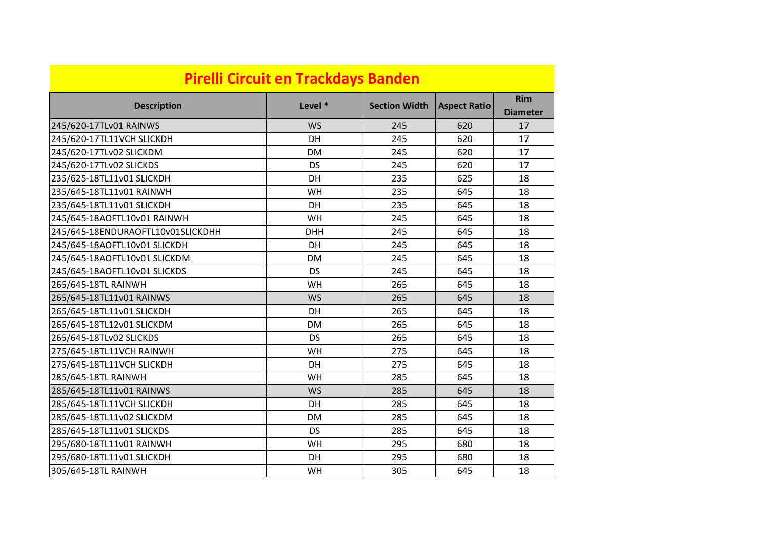## Pirelli Circuit en Trackdays Banden

| Description | Level * | Section Width | Aspect Ratio | Rim Diameter |
|---|---|---|---|---|
| 245/620-17TLv01 RAINWS | WS | 245 | 620 | 17 |
| 245/620-17TL11VCH SLICKDH | DH | 245 | 620 | 17 |
| 245/620-17TLv02 SLICKDM | DM | 245 | 620 | 17 |
| 245/620-17TLv02 SLICKDS | DS | 245 | 620 | 17 |
| 235/625-18TL11v01 SLICKDH | DH | 235 | 625 | 18 |
| 235/645-18TL11v01 RAINWH | WH | 235 | 645 | 18 |
| 235/645-18TL11v01 SLICKDH | DH | 235 | 645 | 18 |
| 245/645-18AOFTL10v01 RAINWH | WH | 245 | 645 | 18 |
| 245/645-18ENDURAOFTL10v01SLICKDHH | DHH | 245 | 645 | 18 |
| 245/645-18AOFTL10v01 SLICKDH | DH | 245 | 645 | 18 |
| 245/645-18AOFTL10v01 SLICKDM | DM | 245 | 645 | 18 |
| 245/645-18AOFTL10v01 SLICKDS | DS | 245 | 645 | 18 |
| 265/645-18TL RAINWH | WH | 265 | 645 | 18 |
| 265/645-18TL11v01 RAINWS | WS | 265 | 645 | 18 |
| 265/645-18TL11v01 SLICKDH | DH | 265 | 645 | 18 |
| 265/645-18TL12v01 SLICKDM | DM | 265 | 645 | 18 |
| 265/645-18TLv02 SLICKDS | DS | 265 | 645 | 18 |
| 275/645-18TL11VCH RAINWH | WH | 275 | 645 | 18 |
| 275/645-18TL11VCH SLICKDH | DH | 275 | 645 | 18 |
| 285/645-18TL RAINWH | WH | 285 | 645 | 18 |
| 285/645-18TL11v01 RAINWS | WS | 285 | 645 | 18 |
| 285/645-18TL11VCH SLICKDH | DH | 285 | 645 | 18 |
| 285/645-18TL11v02 SLICKDM | DM | 285 | 645 | 18 |
| 285/645-18TL11v01 SLICKDS | DS | 285 | 645 | 18 |
| 295/680-18TL11v01 RAINWH | WH | 295 | 680 | 18 |
| 295/680-18TL11v01 SLICKDH | DH | 295 | 680 | 18 |
| 305/645-18TL RAINWH | WH | 305 | 645 | 18 |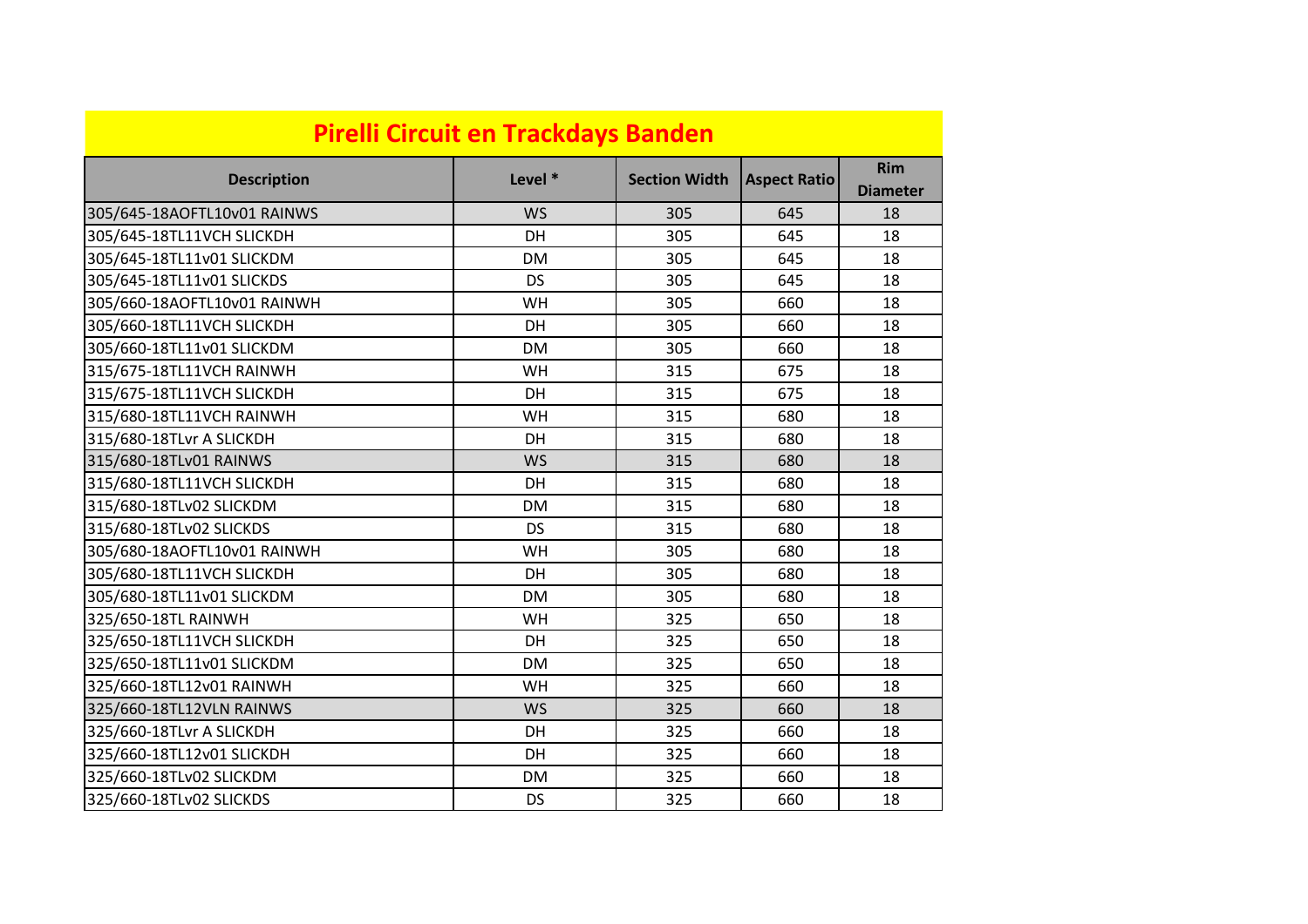# Pirelli Circuit en Trackdays Banden

| Description | Level * | Section Width | Aspect Ratio | Rim Diameter |
|---|---|---|---|---|
| 305/645-18AOFTL10v01 RAINWS | WS | 305 | 645 | 18 |
| 305/645-18TL11VCH SLICKDH | DH | 305 | 645 | 18 |
| 305/645-18TL11v01 SLICKDM | DM | 305 | 645 | 18 |
| 305/645-18TL11v01 SLICKDS | DS | 305 | 645 | 18 |
| 305/660-18AOFTL10v01 RAINWH | WH | 305 | 660 | 18 |
| 305/660-18TL11VCH SLICKDH | DH | 305 | 660 | 18 |
| 305/660-18TL11v01 SLICKDM | DM | 305 | 660 | 18 |
| 315/675-18TL11VCH RAINWH | WH | 315 | 675 | 18 |
| 315/675-18TL11VCH SLICKDH | DH | 315 | 675 | 18 |
| 315/680-18TL11VCH RAINWH | WH | 315 | 680 | 18 |
| 315/680-18TLvr A SLICKDH | DH | 315 | 680 | 18 |
| 315/680-18TLv01 RAINWS | WS | 315 | 680 | 18 |
| 315/680-18TL11VCH SLICKDH | DH | 315 | 680 | 18 |
| 315/680-18TLv02 SLICKDM | DM | 315 | 680 | 18 |
| 315/680-18TLv02 SLICKDS | DS | 315 | 680 | 18 |
| 305/680-18AOFTL10v01 RAINWH | WH | 305 | 680 | 18 |
| 305/680-18TL11VCH SLICKDH | DH | 305 | 680 | 18 |
| 305/680-18TL11v01 SLICKDM | DM | 305 | 680 | 18 |
| 325/650-18TL RAINWH | WH | 325 | 650 | 18 |
| 325/650-18TL11VCH SLICKDH | DH | 325 | 650 | 18 |
| 325/650-18TL11v01 SLICKDM | DM | 325 | 650 | 18 |
| 325/660-18TL12v01 RAINWH | WH | 325 | 660 | 18 |
| 325/660-18TL12VLN RAINWS | WS | 325 | 660 | 18 |
| 325/660-18TLvr A SLICKDH | DH | 325 | 660 | 18 |
| 325/660-18TL12v01 SLICKDH | DH | 325 | 660 | 18 |
| 325/660-18TLv02 SLICKDM | DM | 325 | 660 | 18 |
| 325/660-18TLv02 SLICKDS | DS | 325 | 660 | 18 |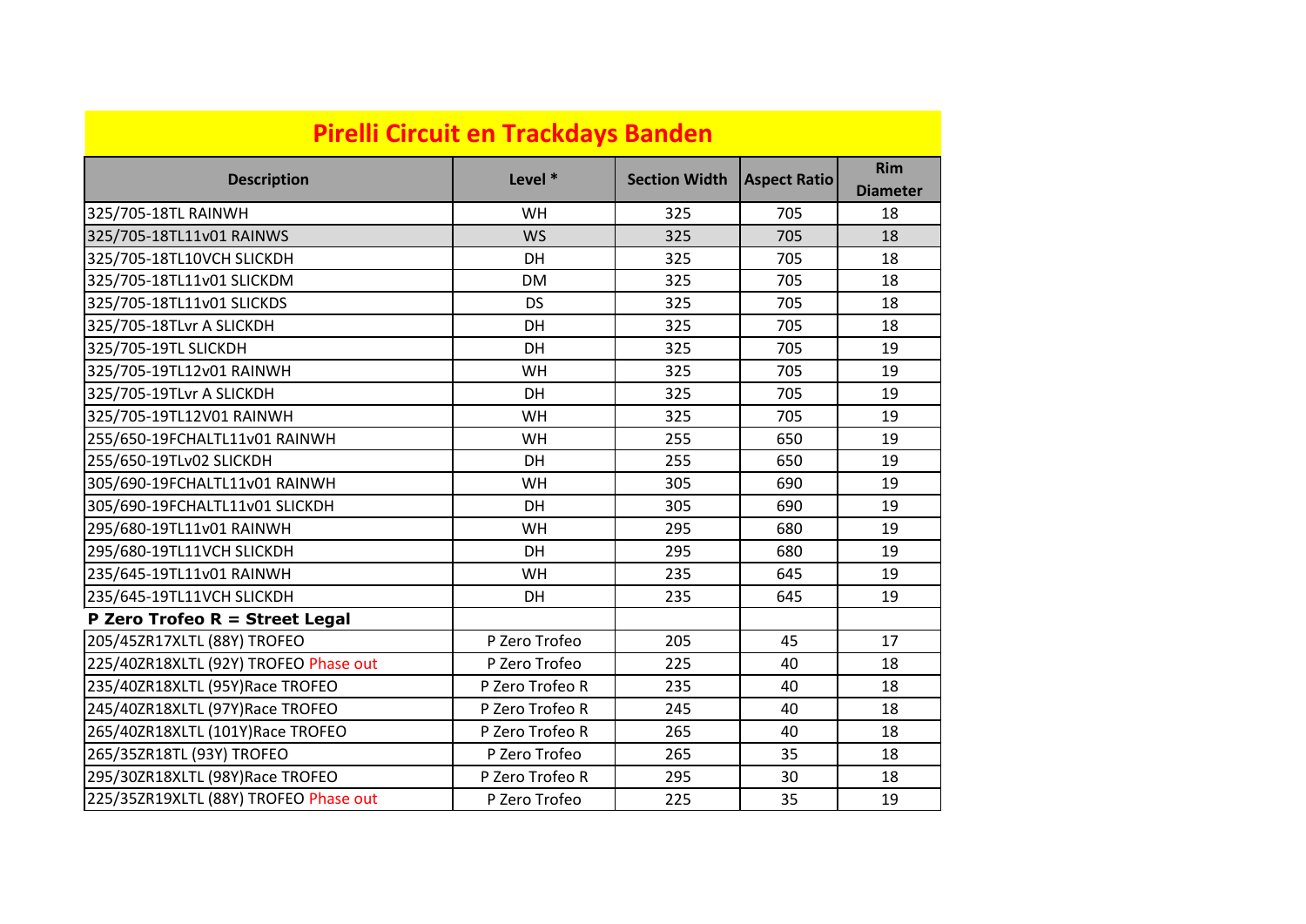# Pirelli Circuit en Trackdays Banden

| Description | Level * | Section Width | Aspect Ratio | Rim Diameter |
|---|---|---|---|---|
| 325/705-18TL RAINWH | WH | 325 | 705 | 18 |
| 325/705-18TL11v01 RAINWS | WS | 325 | 705 | 18 |
| 325/705-18TL10VCH SLICKDH | DH | 325 | 705 | 18 |
| 325/705-18TL11v01 SLICKDM | DM | 325 | 705 | 18 |
| 325/705-18TL11v01 SLICKDS | DS | 325 | 705 | 18 |
| 325/705-18TLvr A SLICKDH | DH | 325 | 705 | 18 |
| 325/705-19TL SLICKDH | DH | 325 | 705 | 19 |
| 325/705-19TL12v01 RAINWH | WH | 325 | 705 | 19 |
| 325/705-19TLvr A SLICKDH | DH | 325 | 705 | 19 |
| 325/705-19TL12V01 RAINWH | WH | 325 | 705 | 19 |
| 255/650-19FCHALTL11v01 RAINWH | WH | 255 | 650 | 19 |
| 255/650-19TLv02 SLICKDH | DH | 255 | 650 | 19 |
| 305/690-19FCHALTL11v01 RAINWH | WH | 305 | 690 | 19 |
| 305/690-19FCHALTL11v01 SLICKDH | DH | 305 | 690 | 19 |
| 295/680-19TL11v01 RAINWH | WH | 295 | 680 | 19 |
| 295/680-19TL11VCH SLICKDH | DH | 295 | 680 | 19 |
| 235/645-19TL11v01 RAINWH | WH | 235 | 645 | 19 |
| 235/645-19TL11VCH SLICKDH | DH | 235 | 645 | 19 |
| **P Zero Trofeo R = Street Legal** | | | | |
| 205/45ZR17XLTL (88Y) TROFEO | P Zero Trofeo | 205 | 45 | 17 |
| 225/40ZR18XLTL (92Y) TROFEO Phase out | P Zero Trofeo | 225 | 40 | 18 |
| 235/40ZR18XLTL (95Y)Race TROFEO | P Zero Trofeo R | 235 | 40 | 18 |
| 245/40ZR18XLTL (97Y)Race TROFEO | P Zero Trofeo R | 245 | 40 | 18 |
| 265/40ZR18XLTL (101Y)Race TROFEO | P Zero Trofeo R | 265 | 40 | 18 |
| 265/35ZR18TL (93Y) TROFEO | P Zero Trofeo | 265 | 35 | 18 |
| 295/30ZR18XLTL (98Y)Race TROFEO | P Zero Trofeo R | 295 | 30 | 18 |
| 225/35ZR19XLTL (88Y) TROFEO Phase out | P Zero Trofeo | 225 | 35 | 19 |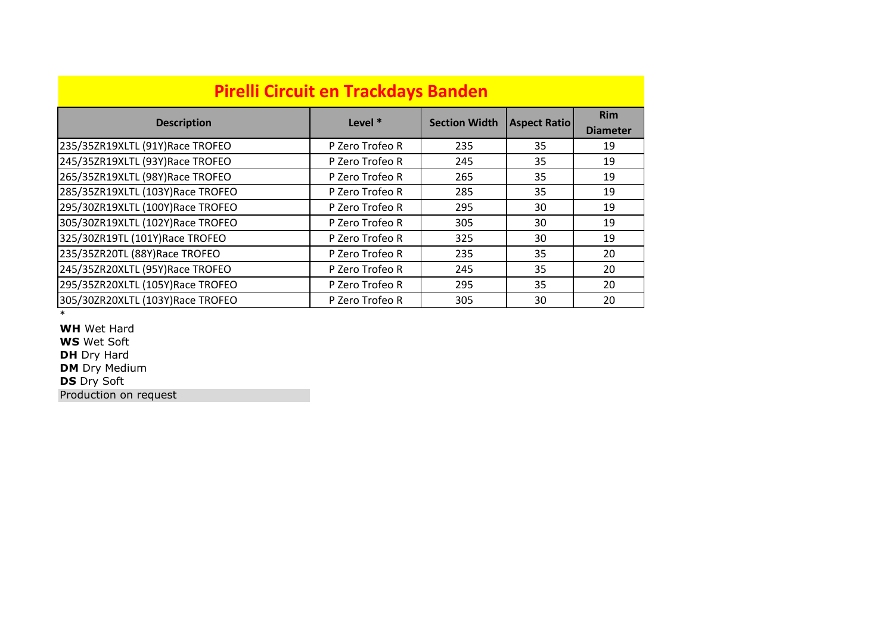# Pirelli Circuit en Trackdays Banden

| Description | Level * | Section Width | Aspect Ratio | Rim Diameter |
|---|---|---|---|---|
| 235/35ZR19XLTL (91Y)Race TROFEO | P Zero Trofeo R | 235 | 35 | 19 |
| 245/35ZR19XLTL (93Y)Race TROFEO | P Zero Trofeo R | 245 | 35 | 19 |
| 265/35ZR19XLTL (98Y)Race TROFEO | P Zero Trofeo R | 265 | 35 | 19 |
| 285/35ZR19XLTL (103Y)Race TROFEO | P Zero Trofeo R | 285 | 35 | 19 |
| 295/30ZR19XLTL (100Y)Race TROFEO | P Zero Trofeo R | 295 | 30 | 19 |
| 305/30ZR19XLTL (102Y)Race TROFEO | P Zero Trofeo R | 305 | 30 | 19 |
| 325/30ZR19TL (101Y)Race TROFEO | P Zero Trofeo R | 325 | 30 | 19 |
| 235/35ZR20TL (88Y)Race TROFEO | P Zero Trofeo R | 235 | 35 | 20 |
| 245/35ZR20XLTL (95Y)Race TROFEO | P Zero Trofeo R | 245 | 35 | 20 |
| 295/35ZR20XLTL (105Y)Race TROFEO | P Zero Trofeo R | 295 | 35 | 20 |
| 305/30ZR20XLTL (103Y)Race TROFEO | P Zero Trofeo R | 305 | 30 | 20 |

*

**WH** Wet Hard
**WS** Wet Soft
**DH** Dry Hard
**DM** Dry Medium
**DS** Dry Soft
Production on request